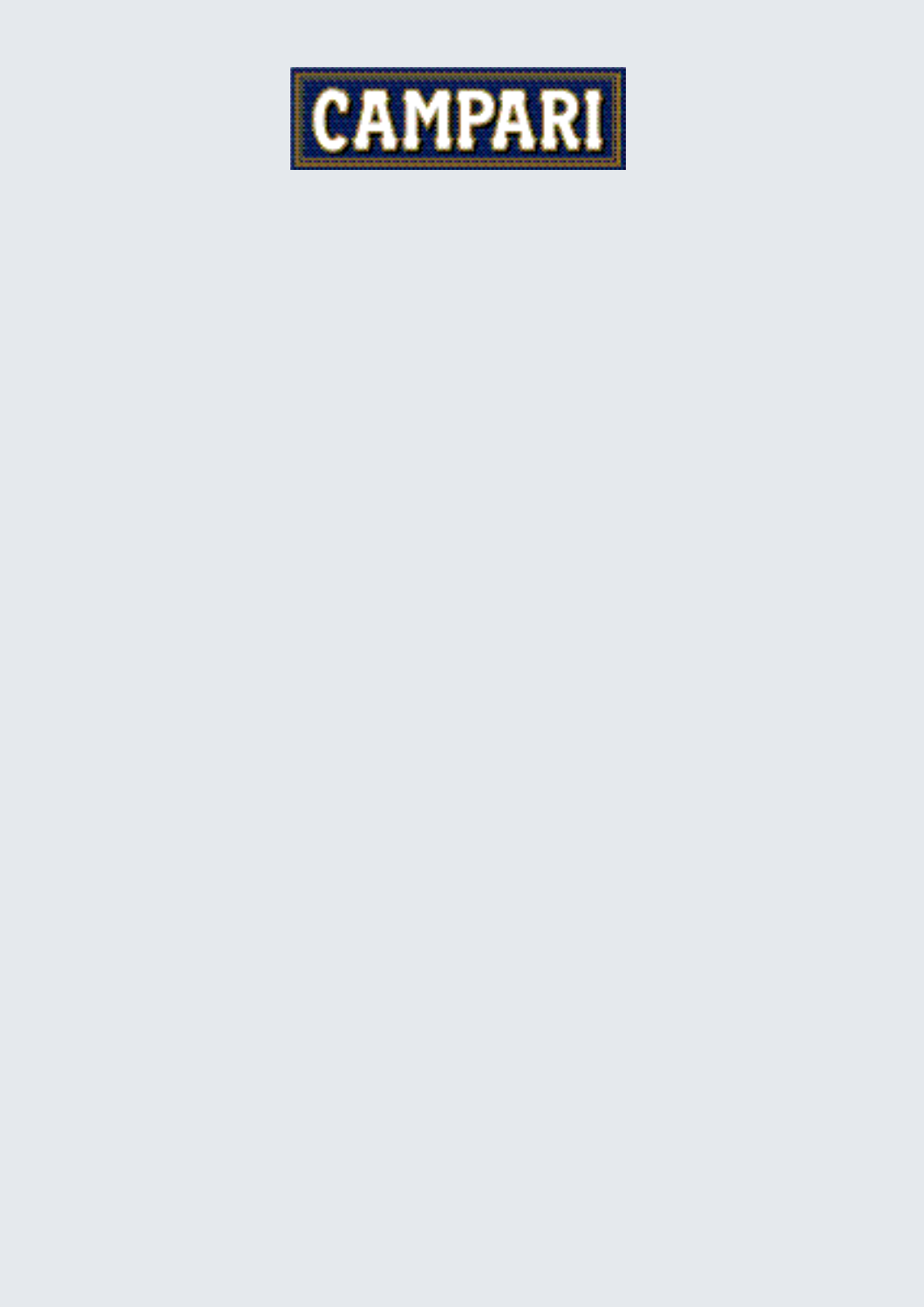CAMPARI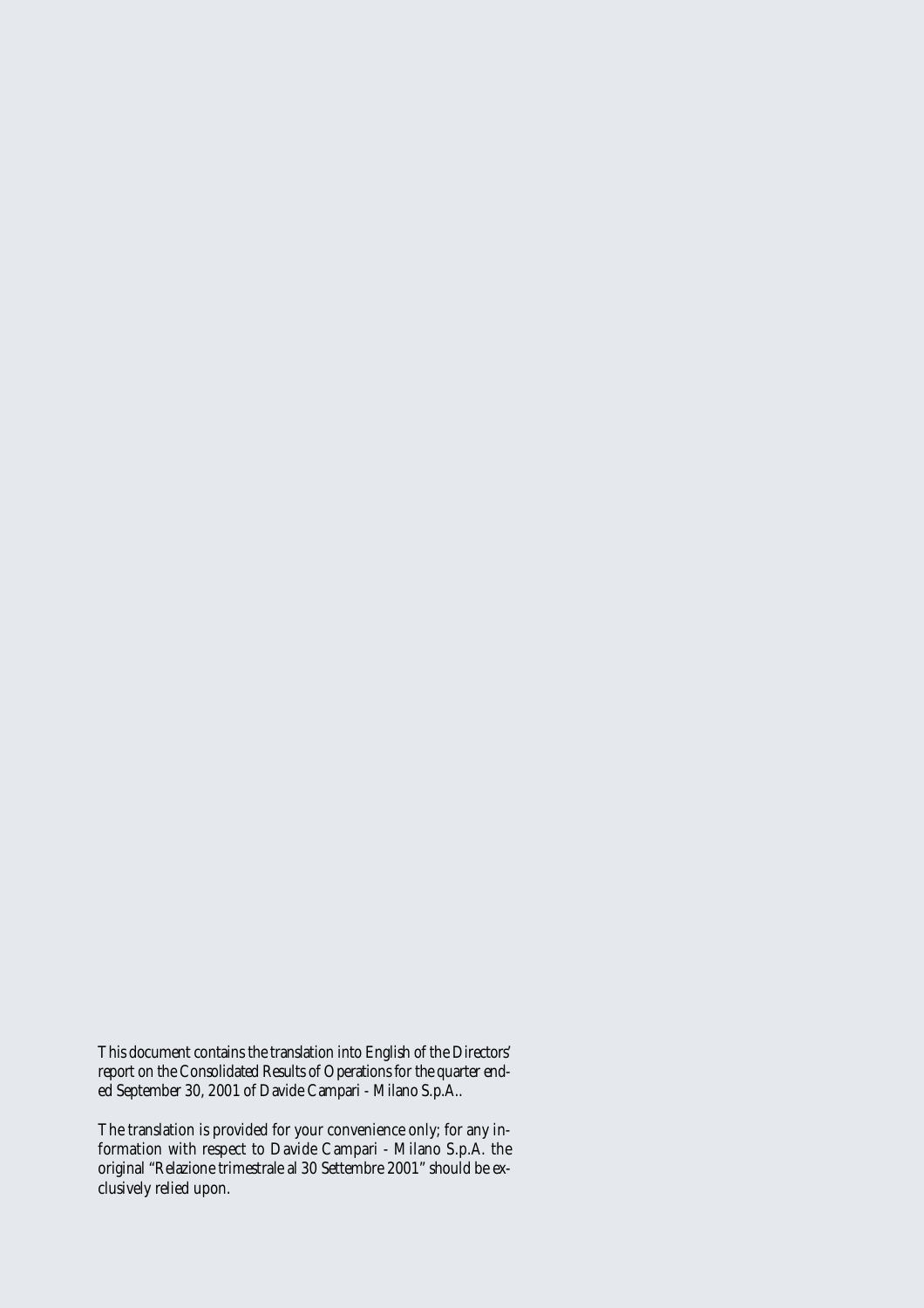This document contains the translation into English of the Directors' report on the Consolidated Results of Operations for the quarter ended September 30, 2001 of Davide Campari - Milano S.p.A..

The translation is provided for your convenience only; for any information with respect to Davide Campari - Milano S.p.A. the original "Relazione trimestrale al 30 Settembre 2001" should be exclusively relied upon.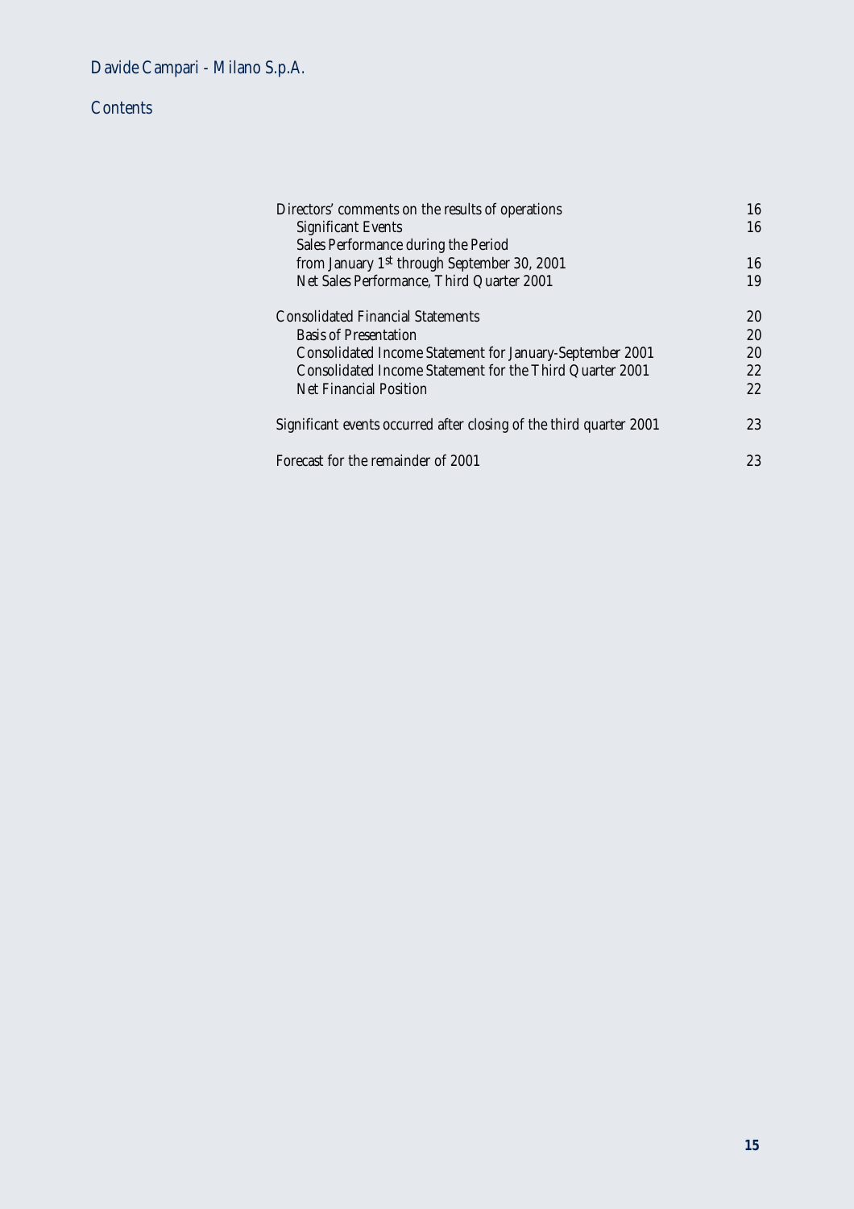Davide Campari - Milano S.p.A.

## Contents

| | |
|---|---|
| Directors' comments on the results of operations | 16 |
| Significant Events | 16 |
| Sales Performance during the Period from January 1st through September 30, 2001 | 16 |
| Net Sales Performance, Third Quarter 2001 | 19 |
| Consolidated Financial Statements | 20 |
| Basis of Presentation | 20 |
| Consolidated Income Statement for January-September 2001 | 20 |
| Consolidated Income Statement for the Third Quarter 2001 | 22 |
| Net Financial Position | 22 |
| Significant events occurred after closing of the third quarter 2001 | 23 |
| Forecast for the remainder of 2001 | 23 |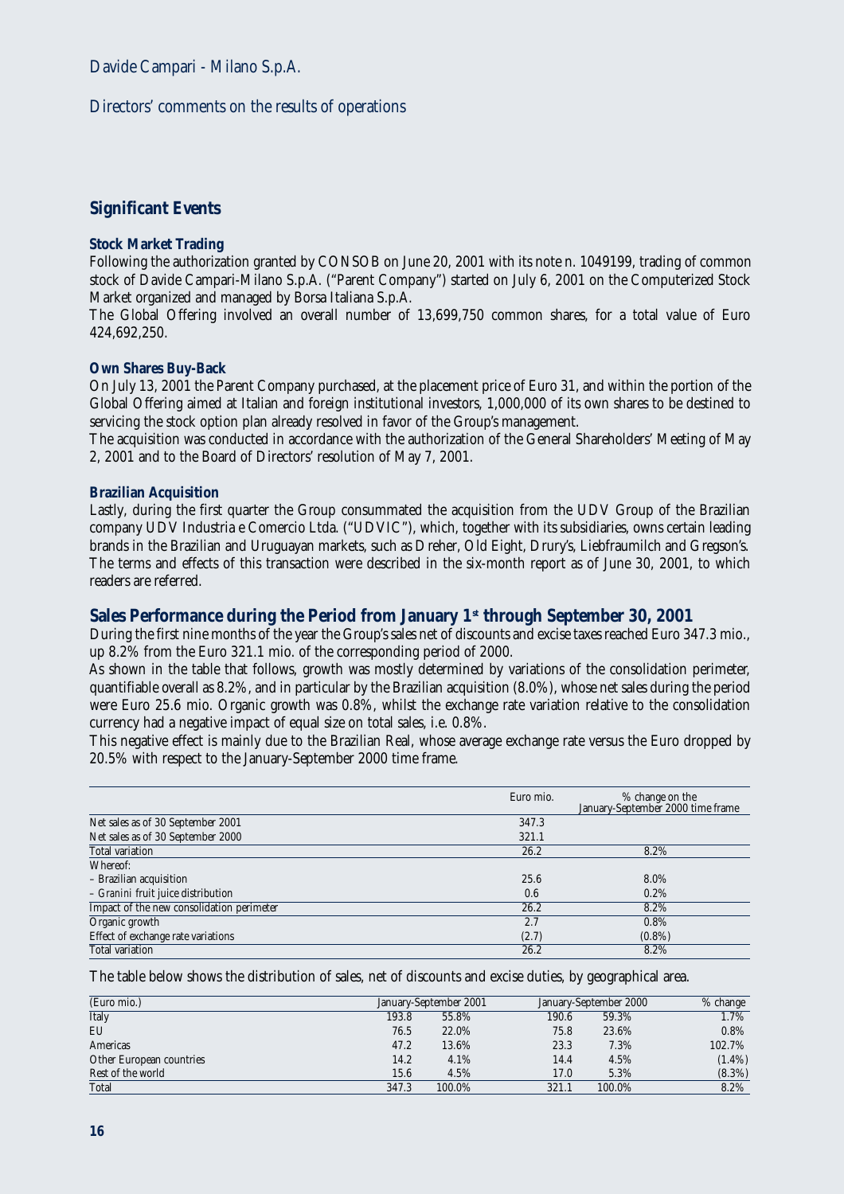Davide Campari - Milano S.p.A.

Directors' comments on the results of operations

## Significant Events

### Stock Market Trading

Following the authorization granted by CONSOB on June 20, 2001 with its note n. 1049199, trading of common stock of Davide Campari-Milano S.p.A. ("Parent Company") started on July 6, 2001 on the Computerized Stock Market organized and managed by Borsa Italiana S.p.A.

The Global Offering involved an overall number of 13,699,750 common shares, for a total value of Euro 424,692,250.

### Own Shares Buy-Back

On July 13, 2001 the Parent Company purchased, at the placement price of Euro 31, and within the portion of the Global Offering aimed at Italian and foreign institutional investors, 1,000,000 of its own shares to be destined to servicing the stock option plan already resolved in favor of the Group's management.

The acquisition was conducted in accordance with the authorization of the General Shareholders' Meeting of May 2, 2001 and to the Board of Directors' resolution of May 7, 2001.

### Brazilian Acquisition

Lastly, during the first quarter the Group consummated the acquisition from the UDV Group of the Brazilian company UDV Industria e Comercio Ltda. ("UDVIC"), which, together with its subsidiaries, owns certain leading brands in the Brazilian and Uruguayan markets, such as Dreher, Old Eight, Drury's, Liebfraumilch and Gregson's. The terms and effects of this transaction were described in the six-month report as of June 30, 2001, to which readers are referred.

## Sales Performance during the Period from January 1st through September 30, 2001

During the first nine months of the year the Group's sales net of discounts and excise taxes reached Euro 347.3 mio., up 8.2% from the Euro 321.1 mio. of the corresponding period of 2000.

As shown in the table that follows, growth was mostly determined by variations of the consolidation perimeter, quantifiable overall as 8.2%, and in particular by the Brazilian acquisition (8.0%), whose net sales during the period were Euro 25.6 mio. Organic growth was 0.8%, whilst the exchange rate variation relative to the consolidation currency had a negative impact of equal size on total sales, i.e. 0.8%.

This negative effect is mainly due to the Brazilian Real, whose average exchange rate versus the Euro dropped by 20.5% with respect to the January-September 2000 time frame.

| | Euro mio. | % change on the January-September 2000 time frame |
|---|---|---|
| Net sales as of 30 September 2001 | 347.3 | |
| Net sales as of 30 September 2000 | 321.1 | |
| Total variation | 26.2 | 8.2% |
| Whereof: | | |
| – Brazilian acquisition | 25.6 | 8.0% |
| – *Granini* fruit juice distribution | 0.6 | 0.2% |
| Impact of the new consolidation perimeter | 26.2 | 8.2% |
| Organic growth | 2.7 | 0.8% |
| Effect of exchange rate variations | (2.7) | (0.8%) |
| Total variation | 26.2 | 8.2% |

The table below shows the distribution of sales, net of discounts and excise duties, by geographical area.

| (Euro mio.) | January-September 2001 | | January-September 2000 | | % change |
|---|---|---|---|---|---|
| Italy | 193.8 | 55.8% | 190.6 | 59.3% | 1.7% |
| EU | 76.5 | 22.0% | 75.8 | 23.6% | 0.8% |
| Americas | 47.2 | 13.6% | 23.3 | 7.3% | 102.7% |
| Other European countries | 14.2 | 4.1% | 14.4 | 4.5% | (1.4%) |
| Rest of the world | 15.6 | 4.5% | 17.0 | 5.3% | (8.3%) |
| Total | 347.3 | 100.0% | 321.1 | 100.0% | 8.2% |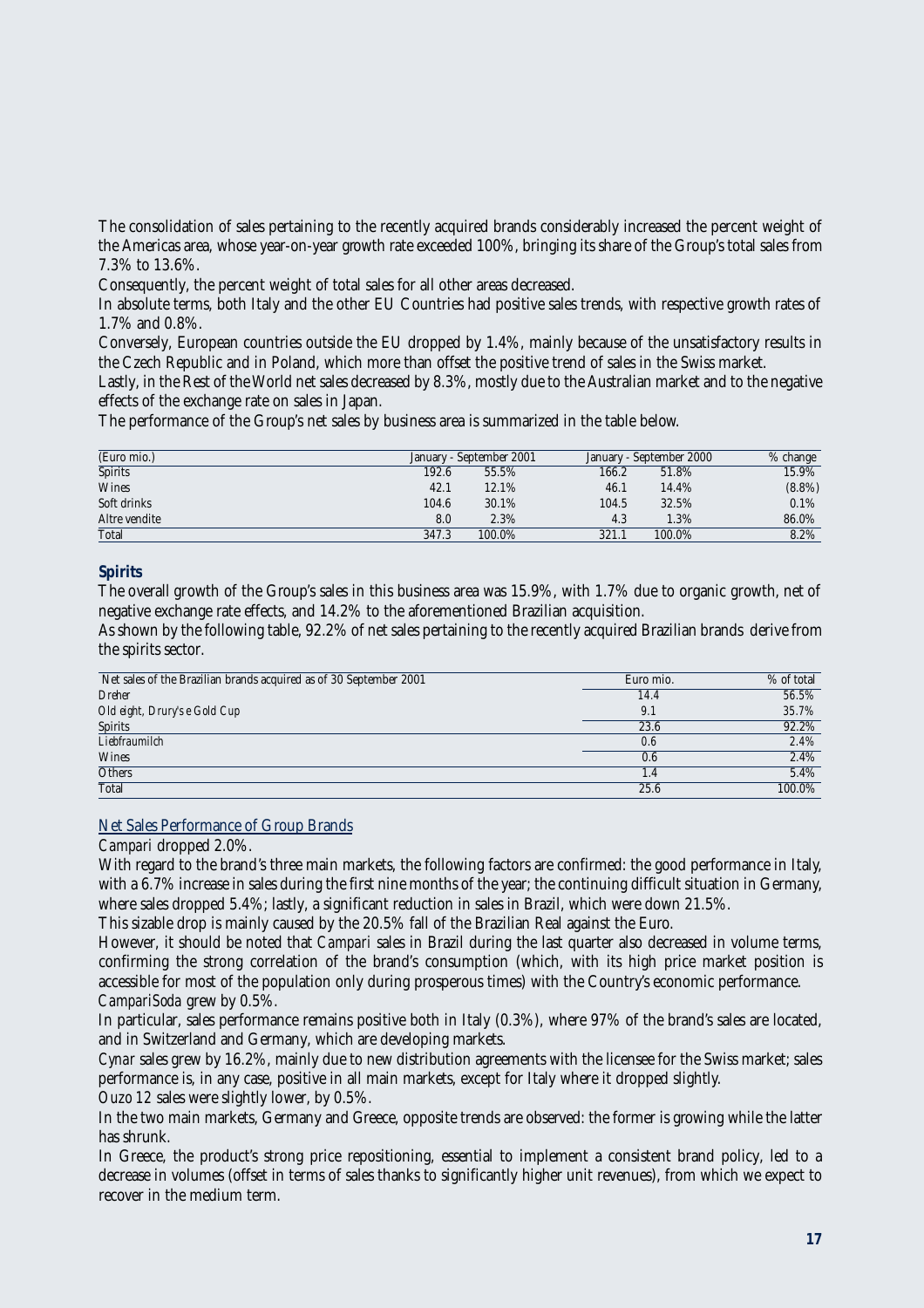The consolidation of sales pertaining to the recently acquired brands considerably increased the percent weight of the Americas area, whose year-on-year growth rate exceeded 100%, bringing its share of the Group's total sales from 7.3% to 13.6%.

Consequently, the percent weight of total sales for all other areas decreased.

In absolute terms, both Italy and the other EU Countries had positive sales trends, with respective growth rates of 1.7% and 0.8%.

Conversely, European countries outside the EU dropped by 1.4%, mainly because of the unsatisfactory results in the Czech Republic and in Poland, which more than offset the positive trend of sales in the Swiss market.

Lastly, in the Rest of the World net sales decreased by 8.3%, mostly due to the Australian market and to the negative effects of the exchange rate on sales in Japan.

The performance of the Group's net sales by business area is summarized in the table below.

| (Euro mio.) | January - September 2001 | | January - September 2000 | | % change |
|---|---|---|---|---|---|
| Spirits | 192.6 | 55.5% | 166.2 | 51.8% | 15.9% |
| Wines | 42.1 | 12.1% | 46.1 | 14.4% | (8.8%) |
| Soft drinks | 104.6 | 30.1% | 104.5 | 32.5% | 0.1% |
| Altre vendite | 8.0 | 2.3% | 4.3 | 1.3% | 86.0% |
| Total | 347.3 | 100.0% | 321.1 | 100.0% | 8.2% |

## Spirits

The overall growth of the Group's sales in this business area was 15.9%, with 1.7% due to organic growth, net of negative exchange rate effects, and 14.2% to the aforementioned Brazilian acquisition.

As shown by the following table, 92.2% of net sales pertaining to the recently acquired Brazilian brands derive from the spirits sector.

| Net sales of the Brazilian brands acquired as of 30 September 2001 | Euro mio. | % of total |
|---|---|---|
| *Dreher* | 14.4 | 56.5% |
| *Old eight, Drury's e Gold Cup* | 9.1 | 35.7% |
| Spirits | 23.6 | 92.2% |
| *Liebfraumilch* | 0.6 | 2.4% |
| Wines | 0.6 | 2.4% |
| Others | 1.4 | 5.4% |
| Total | 25.6 | 100.0% |

### Net Sales Performance of Group Brands

*Campari* dropped 2.0%.

With regard to the brand's three main markets, the following factors are confirmed: the good performance in Italy, with a 6.7% increase in sales during the first nine months of the year; the continuing difficult situation in Germany, where sales dropped 5.4%; lastly, a significant reduction in sales in Brazil, which were down 21.5%.

This sizable drop is mainly caused by the 20.5% fall of the Brazilian Real against the Euro.

However, it should be noted that *Campari* sales in Brazil during the last quarter also decreased in volume terms, confirming the strong correlation of the brand's consumption (which, with its high price market position is accessible for most of the population only during prosperous times) with the Country's economic performance.

*CampariSoda* grew by 0.5%.

In particular, sales performance remains positive both in Italy (0.3%), where 97% of the brand's sales are located, and in Switzerland and Germany, which are developing markets.

*Cynar* sales grew by 16.2%, mainly due to new distribution agreements with the licensee for the Swiss market; sales performance is, in any case, positive in all main markets, except for Italy where it dropped slightly.

*Ouzo 12* sales were slightly lower, by 0.5%.

In the two main markets, Germany and Greece, opposite trends are observed: the former is growing while the latter has shrunk.

In Greece, the product's strong price repositioning, essential to implement a consistent brand policy, led to a decrease in volumes (offset in terms of sales thanks to significantly higher unit revenues), from which we expect to recover in the medium term.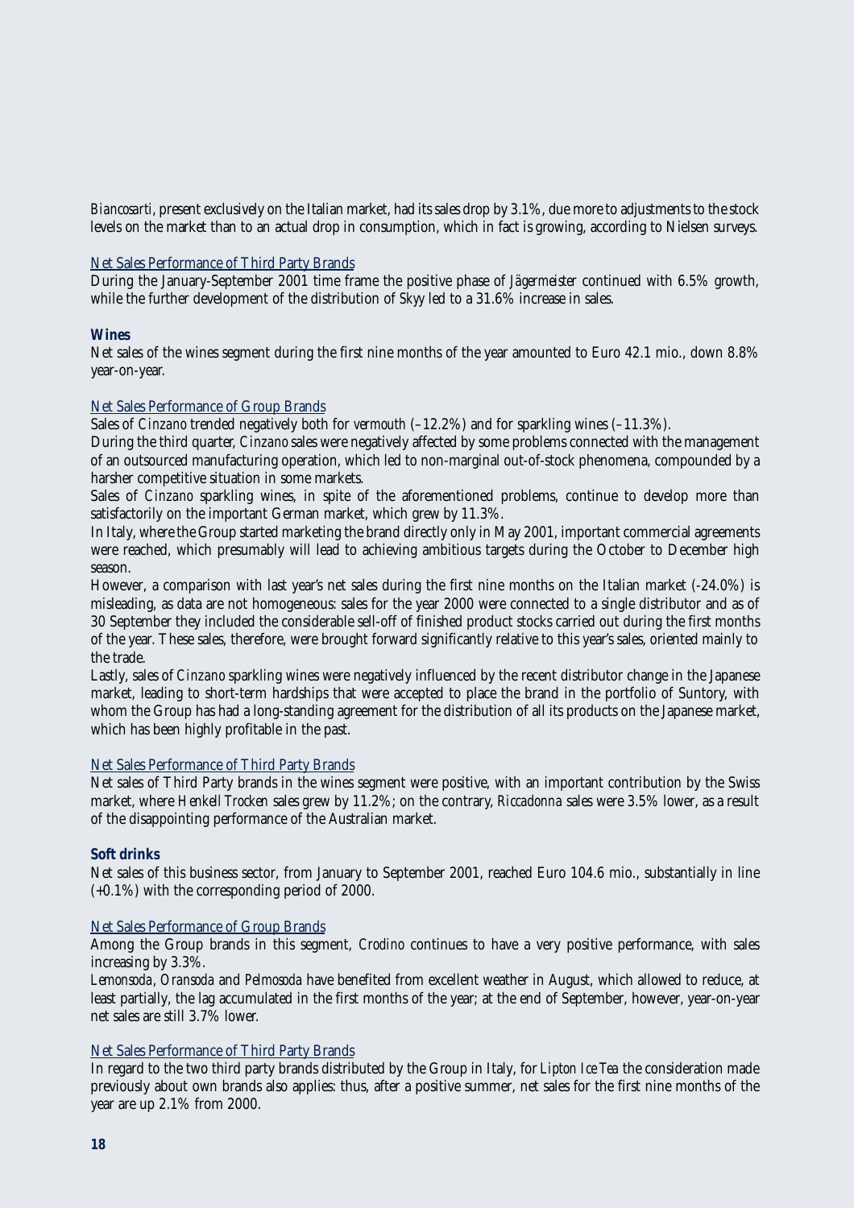*Biancosarti*, present exclusively on the Italian market, had its sales drop by 3.1%, due more to adjustments to the stock levels on the market than to an actual drop in consumption, which in fact is growing, according to Nielsen surveys.

Net Sales Performance of Third Party Brands

During the January-September 2001 time frame the positive phase of *Jägermeister* continued with 6.5% growth, while the further development of the distribution of *Skyy* led to a 31.6% increase in sales.

**Wines**

Net sales of the wines segment during the first nine months of the year amounted to Euro 42.1 mio., down 8.8% year-on-year.

Net Sales Performance of Group Brands

Sales of *Cinzano* trended negatively both for *vermouth* (–12.2%) and for sparkling wines (–11.3%).

During the third quarter, *Cinzano* sales were negatively affected by some problems connected with the management of an outsourced manufacturing operation, which led to non-marginal out-of-stock phenomena, compounded by a harsher competitive situation in some markets.

Sales of *Cinzano* sparkling wines, in spite of the aforementioned problems, continue to develop more than satisfactorily on the important German market, which grew by 11.3%.

In Italy, where the Group started marketing the brand directly only in May 2001, important commercial agreements were reached, which presumably will lead to achieving ambitious targets during the October to December high season.

However, a comparison with last year's net sales during the first nine months on the Italian market (-24.0%) is misleading, as data are not homogeneous: sales for the year 2000 were connected to a single distributor and as of 30 September they included the considerable sell-off of finished product stocks carried out during the first months of the year. These sales, therefore, were brought forward significantly relative to this year's sales, oriented mainly to the trade.

Lastly, sales of *Cinzano* sparkling wines were negatively influenced by the recent distributor change in the Japanese market, leading to short-term hardships that were accepted to place the brand in the portfolio of Suntory, with whom the Group has had a long-standing agreement for the distribution of all its products on the Japanese market, which has been highly profitable in the past.

Net Sales Performance of Third Party Brands

Net sales of Third Party brands in the wines segment were positive, with an important contribution by the Swiss market, where *Henkell Trocken* sales grew by 11.2%; on the contrary, *Riccadonna* sales were 3.5% lower, as a result of the disappointing performance of the Australian market.

**Soft drinks**

Net sales of this business sector, from January to September 2001, reached Euro 104.6 mio., substantially in line (+0.1%) with the corresponding period of 2000.

Net Sales Performance of Group Brands

Among the Group brands in this segment, *Crodino* continues to have a very positive performance, with sales increasing by 3.3%.

*Lemonsoda*, *Oransoda* and *Pelmosoda* have benefited from excellent weather in August, which allowed to reduce, at least partially, the lag accumulated in the first months of the year; at the end of September, however, year-on-year net sales are still 3.7% lower.

Net Sales Performance of Third Party Brands

In regard to the two third party brands distributed by the Group in Italy, for *Lipton Ice Tea* the consideration made previously about own brands also applies: thus, after a positive summer, net sales for the first nine months of the year are up 2.1% from 2000.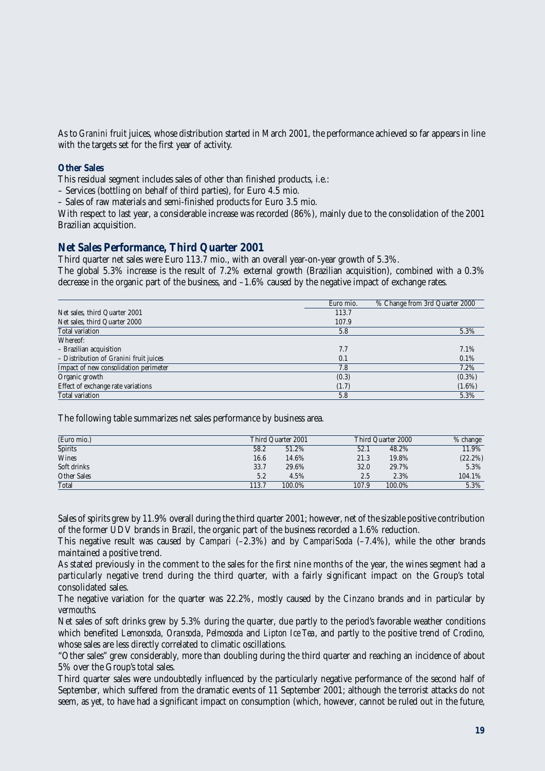As to *Granini* fruit juices, whose distribution started in March 2001, the performance achieved so far appears in line with the targets set for the first year of activity.

**Other Sales**

This residual segment includes sales of other than finished products, i.e.:

– Services (bottling on behalf of third parties), for Euro 4.5 mio.

– Sales of raw materials and semi-finished products for Euro 3.5 mio.

With respect to last year, a considerable increase was recorded (86%), mainly due to the consolidation of the 2001 Brazilian acquisition.

## Net Sales Performance, Third Quarter 2001

Third quarter net sales were Euro 113.7 mio., with an overall year-on-year growth of 5.3%.

The global 5.3% increase is the result of 7.2% external growth (Brazilian acquisition), combined with a 0.3% decrease in the organic part of the business, and –1.6% caused by the negative impact of exchange rates.

| | Euro mio. | % Change from 3rd Quarter 2000 |
|---|---|---|
| Net sales, third Quarter 2001 | 113.7 | |
| Net sales, third Quarter 2000 | 107.9 | |
| Total variation | 5.8 | 5.3% |
| Whereof: | | |
| – Brazilian acquisition | 7.7 | 7.1% |
| – Distribution of *Granini* fruit juices | 0.1 | 0.1% |
| Impact of new consolidation perimeter | 7.8 | 7.2% |
| Organic growth | (0.3) | (0.3%) |
| Effect of exchange rate variations | (1.7) | (1.6%) |
| Total variation | 5.8 | 5.3% |

The following table summarizes net sales performance by business area.

| (Euro mio.) | Third Quarter 2001 | | Third Quarter 2000 | | % change |
|---|---|---|---|---|---|
| Spirits | 58.2 | 51.2% | 52.1 | 48.2% | 11.9% |
| Wines | 16.6 | 14.6% | 21.3 | 19.8% | (22.2%) |
| Soft drinks | 33.7 | 29.6% | 32.0 | 29.7% | 5.3% |
| Other Sales | 5.2 | 4.5% | 2.5 | 2.3% | 104.1% |
| Total | 113.7 | 100.0% | 107.9 | 100.0% | 5.3% |

Sales of spirits grew by 11.9% overall during the third quarter 2001; however, net of the sizable positive contribution of the former UDV brands in Brazil, the organic part of the business recorded a 1.6% reduction.

This negative result was caused by *Campari* (–2.3%) and by *CampariSoda* (–7.4%), while the other brands maintained a positive trend.

As stated previously in the comment to the sales for the first nine months of the year, the wines segment had a particularly negative trend during the third quarter, with a fairly significant impact on the Group's total consolidated sales.

The negative variation for the quarter was 22.2%, mostly caused by the *Cinzano* brands and in particular by *vermouths*.

Net sales of soft drinks grew by 5.3% during the quarter, due partly to the period's favorable weather conditions which benefited *Lemonsoda*, *Oransoda*, *Pelmosoda* and *Lipton Ice Tea*, and partly to the positive trend of *Crodino*, whose sales are less directly correlated to climatic oscillations.

"Other sales" grew considerably, more than doubling during the third quarter and reaching an incidence of about 5% over the Group's total sales.

Third quarter sales were undoubtedly influenced by the particularly negative performance of the second half of September, which suffered from the dramatic events of 11 September 2001; although the terrorist attacks do not seem, as yet, to have had a significant impact on consumption (which, however, cannot be ruled out in the future,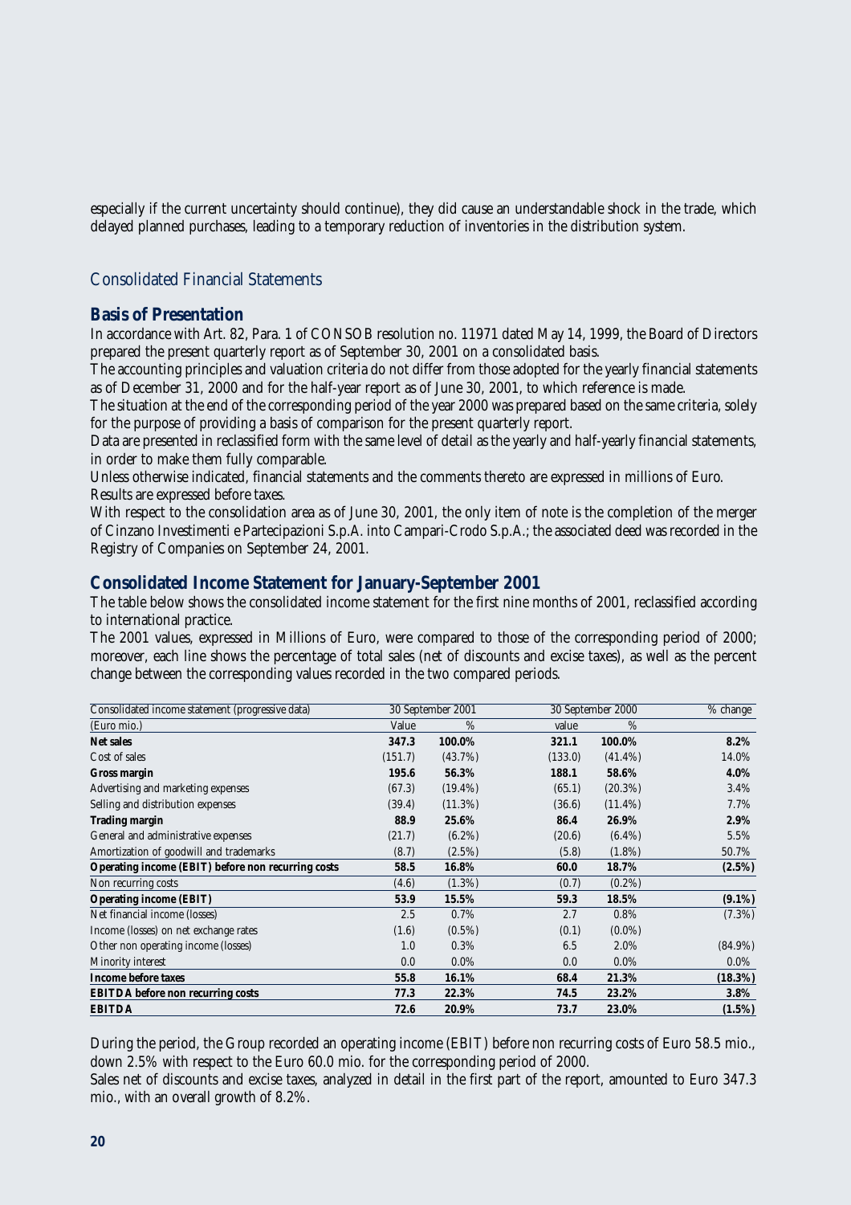especially if the current uncertainty should continue), they did cause an understandable shock in the trade, which delayed planned purchases, leading to a temporary reduction of inventories in the distribution system.

## Consolidated Financial Statements

### Basis of Presentation

In accordance with Art. 82, Para. 1 of CONSOB resolution no. 11971 dated May 14, 1999, the Board of Directors prepared the present quarterly report as of September 30, 2001 on a consolidated basis.

The accounting principles and valuation criteria do not differ from those adopted for the yearly financial statements as of December 31, 2000 and for the half-year report as of June 30, 2001, to which reference is made.

The situation at the end of the corresponding period of the year 2000 was prepared based on the same criteria, solely for the purpose of providing a basis of comparison for the present quarterly report.

Data are presented in reclassified form with the same level of detail as the yearly and half-yearly financial statements, in order to make them fully comparable.

Unless otherwise indicated, financial statements and the comments thereto are expressed in millions of Euro.

Results are expressed before taxes.

With respect to the consolidation area as of June 30, 2001, the only item of note is the completion of the merger of Cinzano Investimenti e Partecipazioni S.p.A. into Campari-Crodo S.p.A.; the associated deed was recorded in the Registry of Companies on September 24, 2001.

### Consolidated Income Statement for January-September 2001

The table below shows the consolidated income statement for the first nine months of 2001, reclassified according to international practice.

The 2001 values, expressed in Millions of Euro, were compared to those of the corresponding period of 2000; moreover, each line shows the percentage of total sales (net of discounts and excise taxes), as well as the percent change between the corresponding values recorded in the two compared periods.

| Consolidated income statement (progressive data) | 30 September 2001 | | 30 September 2000 | | % change |
|---|---|---|---|---|---|
| (Euro mio.) | Value | % | value | % | |
| **Net sales** | **347.3** | **100.0%** | **321.1** | **100.0%** | **8.2%** |
| Cost of sales | (151.7) | (43.7%) | (133.0) | (41.4%) | 14.0% |
| **Gross margin** | **195.6** | **56.3%** | **188.1** | **58.6%** | **4.0%** |
| Advertising and marketing expenses | (67.3) | (19.4%) | (65.1) | (20.3%) | 3.4% |
| Selling and distribution expenses | (39.4) | (11.3%) | (36.6) | (11.4%) | 7.7% |
| **Trading margin** | **88.9** | **25.6%** | **86.4** | **26.9%** | **2.9%** |
| General and administrative expenses | (21.7) | (6.2%) | (20.6) | (6.4%) | 5.5% |
| Amortization of goodwill and trademarks | (8.7) | (2.5%) | (5.8) | (1.8%) | 50.7% |
| **Operating income (EBIT) before non recurring costs** | **58.5** | **16.8%** | **60.0** | **18.7%** | **(2.5%)** |
| Non recurring costs | (4.6) | (1.3%) | (0.7) | (0.2%) | |
| **Operating income (EBIT)** | **53.9** | **15.5%** | **59.3** | **18.5%** | **(9.1%)** |
| Net financial income (losses) | 2.5 | 0.7% | 2.7 | 0.8% | (7.3%) |
| Income (losses) on net exchange rates | (1.6) | (0.5%) | (0.1) | (0.0%) | |
| Other non operating income (losses) | 1.0 | 0.3% | 6.5 | 2.0% | (84.9%) |
| Minority interest | 0.0 | 0.0% | 0.0 | 0.0% | 0.0% |
| **Income before taxes** | **55.8** | **16.1%** | **68.4** | **21.3%** | **(18.3%)** |
| **EBITDA before non recurring costs** | **77.3** | **22.3%** | **74.5** | **23.2%** | **3.8%** |
| **EBITDA** | **72.6** | **20.9%** | **73.7** | **23.0%** | **(1.5%)** |

During the period, the Group recorded an operating income (EBIT) before non recurring costs of Euro 58.5 mio., down 2.5% with respect to the Euro 60.0 mio. for the corresponding period of 2000.

Sales net of discounts and excise taxes, analyzed in detail in the first part of the report, amounted to Euro 347.3 mio., with an overall growth of 8.2%.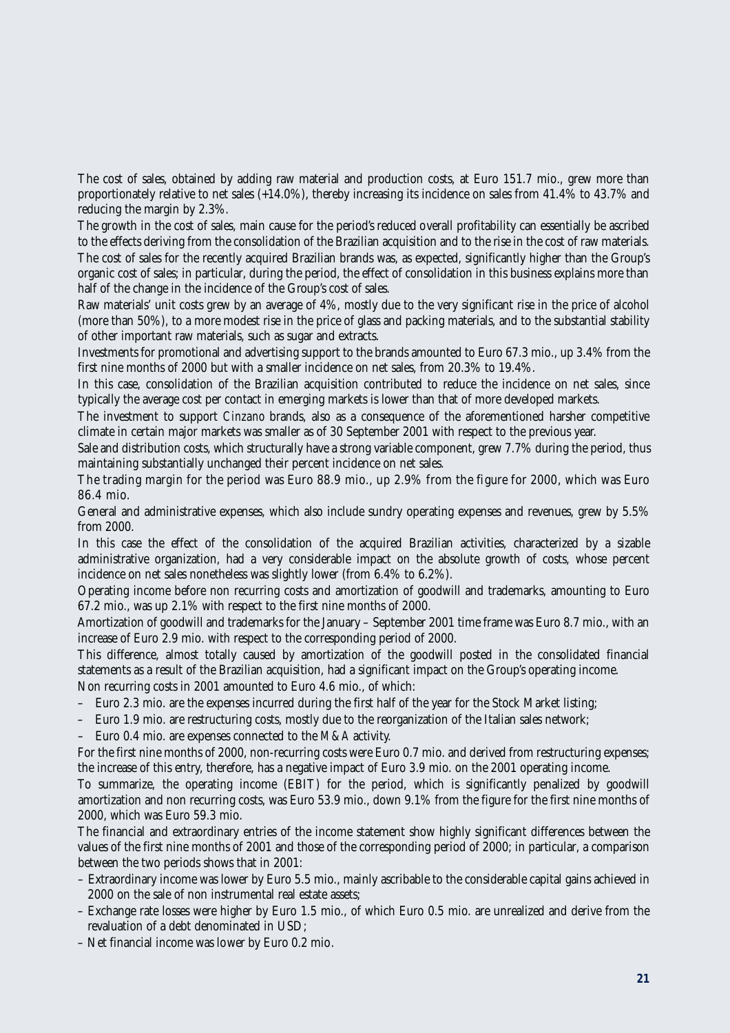The cost of sales, obtained by adding raw material and production costs, at Euro 151.7 mio., grew more than proportionately relative to net sales (+14.0%), thereby increasing its incidence on sales from 41.4% to 43.7% and reducing the margin by 2.3%.

The growth in the cost of sales, main cause for the period's reduced overall profitability can essentially be ascribed to the effects deriving from the consolidation of the Brazilian acquisition and to the rise in the cost of raw materials.

The cost of sales for the recently acquired Brazilian brands was, as expected, significantly higher than the Group's organic cost of sales; in particular, during the period, the effect of consolidation in this business explains more than half of the change in the incidence of the Group's cost of sales.

Raw materials' unit costs grew by an average of 4%, mostly due to the very significant rise in the price of alcohol (more than 50%), to a more modest rise in the price of glass and packing materials, and to the substantial stability of other important raw materials, such as sugar and extracts.

Investments for promotional and advertising support to the brands amounted to Euro 67.3 mio., up 3.4% from the first nine months of 2000 but with a smaller incidence on net sales, from 20.3% to 19.4%.

In this case, consolidation of the Brazilian acquisition contributed to reduce the incidence on net sales, since typically the average cost per contact in emerging markets is lower than that of more developed markets.

The investment to support *Cinzano* brands, also as a consequence of the aforementioned harsher competitive climate in certain major markets was smaller as of 30 September 2001 with respect to the previous year.

Sale and distribution costs, which structurally have a strong variable component, grew 7.7% during the period, thus maintaining substantially unchanged their percent incidence on net sales.

The trading margin for the period was Euro 88.9 mio., up 2.9% from the figure for 2000, which was Euro 86.4 mio.

General and administrative expenses, which also include sundry operating expenses and revenues, grew by 5.5% from 2000.

In this case the effect of the consolidation of the acquired Brazilian activities, characterized by a sizable administrative organization, had a very considerable impact on the absolute growth of costs, whose percent incidence on net sales nonetheless was slightly lower (from 6.4% to 6.2%).

Operating income before non recurring costs and amortization of goodwill and trademarks, amounting to Euro 67.2 mio., was up 2.1% with respect to the first nine months of 2000.

Amortization of goodwill and trademarks for the January – September 2001 time frame was Euro 8.7 mio., with an increase of Euro 2.9 mio. with respect to the corresponding period of 2000.

This difference, almost totally caused by amortization of the goodwill posted in the consolidated financial statements as a result of the Brazilian acquisition, had a significant impact on the Group's operating income.

Non recurring costs in 2001 amounted to Euro 4.6 mio., of which:

- Euro 2.3 mio. are the expenses incurred during the first half of the year for the Stock Market listing;
- Euro 1.9 mio. are restructuring costs, mostly due to the reorganization of the Italian sales network;
- Euro 0.4 mio. are expenses connected to the M&A activity.

For the first nine months of 2000, non-recurring costs were Euro 0.7 mio. and derived from restructuring expenses; the increase of this entry, therefore, has a negative impact of Euro 3.9 mio. on the 2001 operating income.

To summarize, the operating income (EBIT) for the period, which is significantly penalized by goodwill amortization and non recurring costs, was Euro 53.9 mio., down 9.1% from the figure for the first nine months of 2000, which was Euro 59.3 mio.

The financial and extraordinary entries of the income statement show highly significant differences between the values of the first nine months of 2001 and those of the corresponding period of 2000; in particular, a comparison between the two periods shows that in 2001:

- Extraordinary income was lower by Euro 5.5 mio., mainly ascribable to the considerable capital gains achieved in 2000 on the sale of non instrumental real estate assets;
- Exchange rate losses were higher by Euro 1.5 mio., of which Euro 0.5 mio. are unrealized and derive from the revaluation of a debt denominated in USD;
- Net financial income was lower by Euro 0.2 mio.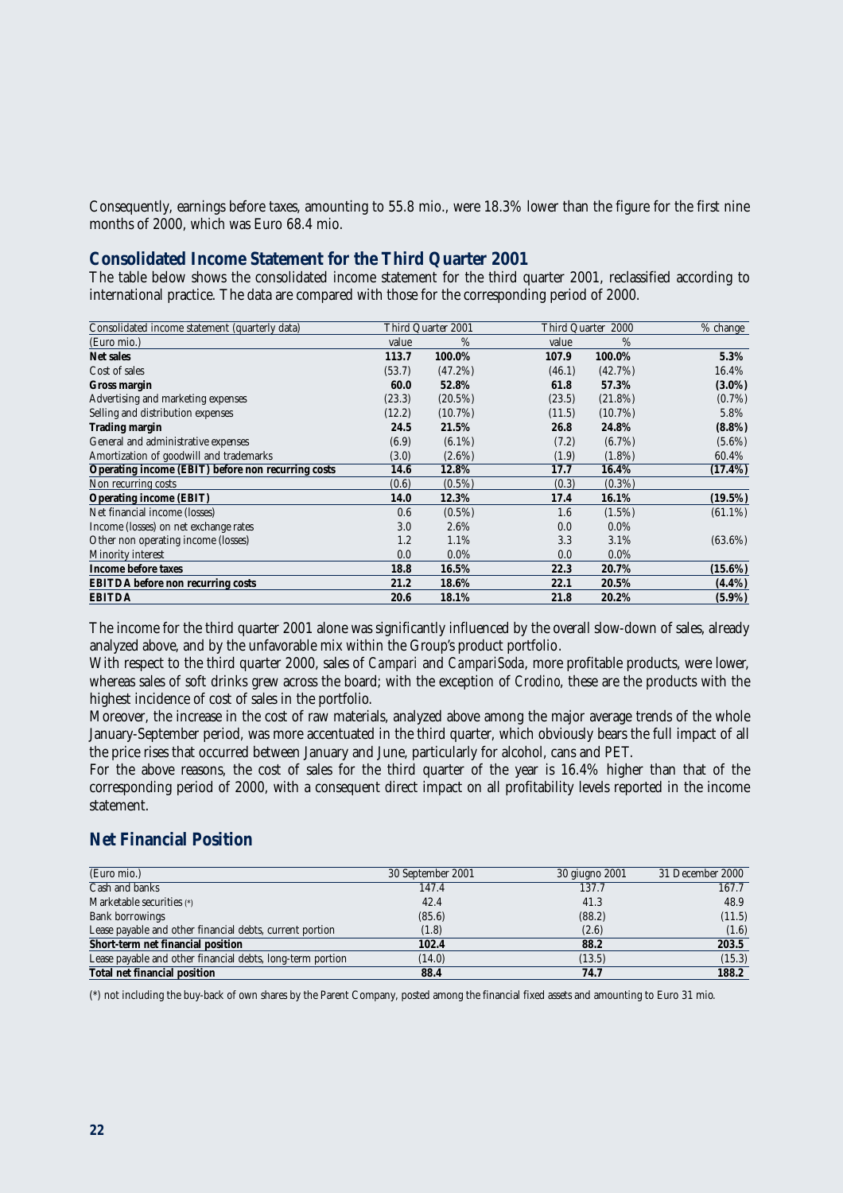Consequently, earnings before taxes, amounting to 55.8 mio., were 18.3% lower than the figure for the first nine months of 2000, which was Euro 68.4 mio.

## Consolidated Income Statement for the Third Quarter 2001

The table below shows the consolidated income statement for the third quarter 2001, reclassified according to international practice. The data are compared with those for the corresponding period of 2000.

| Consolidated income statement (quarterly data) | Third Quarter 2001 | | Third Quarter 2000 | | % change |
|---|---|---|---|---|---|
| (Euro mio.) | value | % | value | % | |
| **Net sales** | **113.7** | **100.0%** | **107.9** | **100.0%** | **5.3%** |
| Cost of sales | (53.7) | (47.2%) | (46.1) | (42.7%) | 16.4% |
| **Gross margin** | **60.0** | **52.8%** | **61.8** | **57.3%** | **(3.0%)** |
| Advertising and marketing expenses | (23.3) | (20.5%) | (23.5) | (21.8%) | (0.7%) |
| Selling and distribution expenses | (12.2) | (10.7%) | (11.5) | (10.7%) | 5.8% |
| **Trading margin** | **24.5** | **21.5%** | **26.8** | **24.8%** | **(8.8%)** |
| General and administrative expenses | (6.9) | (6.1%) | (7.2) | (6.7%) | (5.6%) |
| Amortization of goodwill and trademarks | (3.0) | (2.6%) | (1.9) | (1.8%) | 60.4% |
| **Operating income (EBIT) before non recurring costs** | **14.6** | **12.8%** | **17.7** | **16.4%** | **(17.4%)** |
| Non recurring costs | (0.6) | (0.5%) | (0.3) | (0.3%) | |
| **Operating income (EBIT)** | **14.0** | **12.3%** | **17.4** | **16.1%** | **(19.5%)** |
| Net financial income (losses) | 0.6 | (0.5%) | 1.6 | (1.5%) | (61.1%) |
| Income (losses) on net exchange rates | 3.0 | 2.6% | 0.0 | 0.0% | |
| Other non operating income (losses) | 1.2 | 1.1% | 3.3 | 3.1% | (63.6%) |
| Minority interest | 0.0 | 0.0% | 0.0 | 0.0% | |
| **Income before taxes** | **18.8** | **16.5%** | **22.3** | **20.7%** | **(15.6%)** |
| **EBITDA before non recurring costs** | **21.2** | **18.6%** | **22.1** | **20.5%** | **(4.4%)** |
| **EBITDA** | **20.6** | **18.1%** | **21.8** | **20.2%** | **(5.9%)** |

The income for the third quarter 2001 alone was significantly influenced by the overall slow-down of sales, already analyzed above, and by the unfavorable mix within the Group's product portfolio.

With respect to the third quarter 2000, sales of *Campari* and *CampariSoda*, more profitable products, were lower, whereas sales of soft drinks grew across the board; with the exception of *Crodino*, these are the products with the highest incidence of cost of sales in the portfolio.

Moreover, the increase in the cost of raw materials, analyzed above among the major average trends of the whole January-September period, was more accentuated in the third quarter, which obviously bears the full impact of all the price rises that occurred between January and June, particularly for alcohol, cans and PET.

For the above reasons, the cost of sales for the third quarter of the year is 16.4% higher than that of the corresponding period of 2000, with a consequent direct impact on all profitability levels reported in the income statement.

## Net Financial Position

| (Euro mio.) | 30 September 2001 | 30 giugno 2001 | 31 December 2000 |
|---|---|---|---|
| Cash and banks | 147.4 | 137.7 | 167.7 |
| Marketable securities (*) | 42.4 | 41.3 | 48.9 |
| Bank borrowings | (85.6) | (88.2) | (11.5) |
| Lease payable and other financial debts, current portion | (1.8) | (2.6) | (1.6) |
| **Short-term net financial position** | **102.4** | **88.2** | **203.5** |
| Lease payable and other financial debts, long-term portion | (14.0) | (13.5) | (15.3) |
| **Total net financial position** | **88.4** | **74.7** | **188.2** |

(*) not including the buy-back of own shares by the Parent Company, posted among the financial fixed assets and amounting to Euro 31 mio.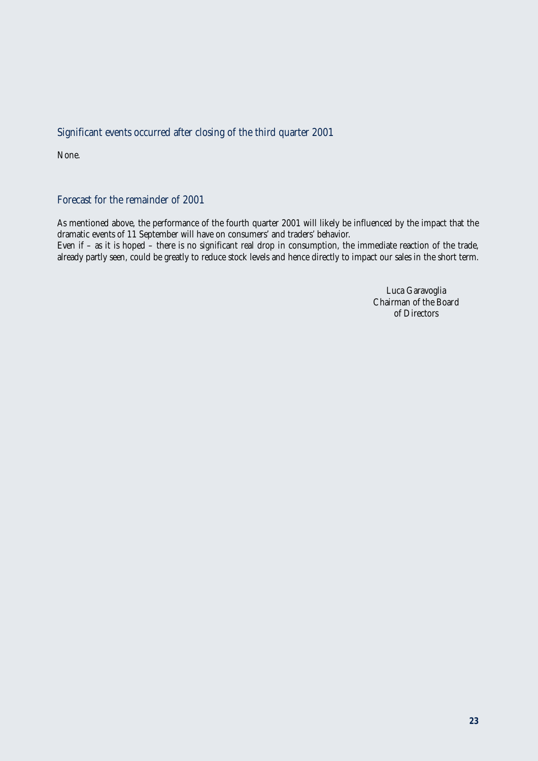## Significant events occurred after closing of the third quarter 2001

None.

## Forecast for the remainder of 2001

As mentioned above, the performance of the fourth quarter 2001 will likely be influenced by the impact that the dramatic events of 11 September will have on consumers' and traders' behavior.
Even if – as it is hoped – there is no significant real drop in consumption, the immediate reaction of the trade, already partly seen, could be greatly to reduce stock levels and hence directly to impact our sales in the short term.

Luca Garavoglia
Chairman of the Board
of Directors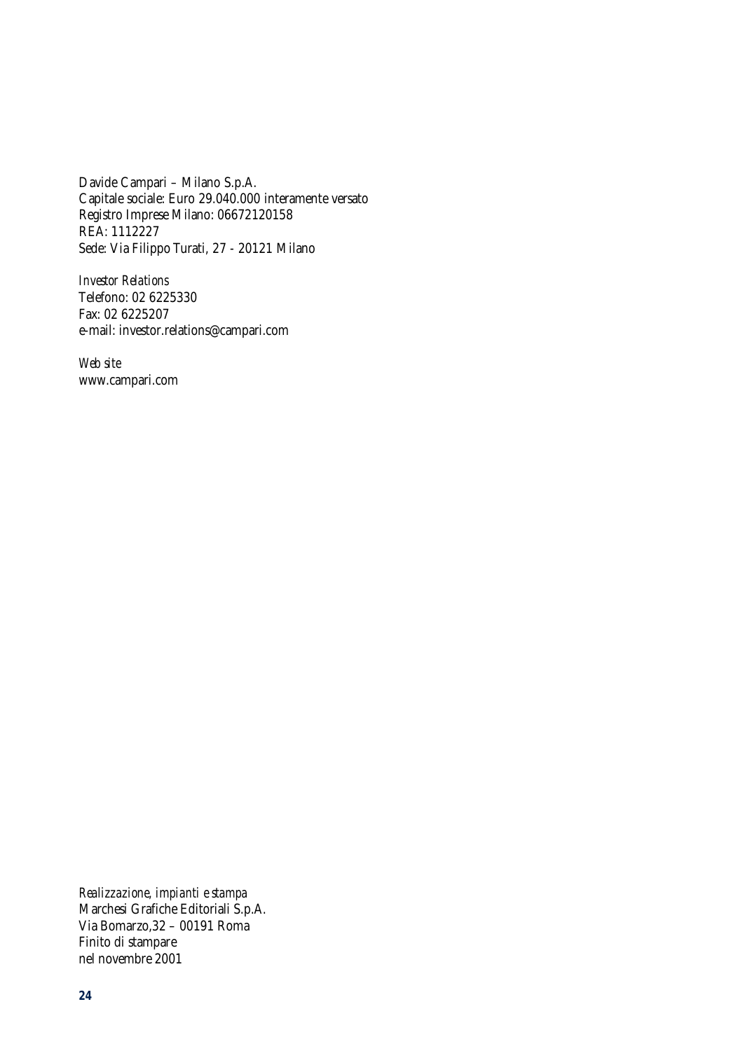Davide Campari – Milano S.p.A.
Capitale sociale: Euro 29.040.000 interamente versato
Registro Imprese Milano: 06672120158
REA: 1112227
Sede: Via Filippo Turati, 27 - 20121 Milano

*Investor Relations*
Telefono: 02 6225330
Fax: 02 6225207
e-mail: investor.relations@campari.com

*Web site*
www.campari.com

*Realizzazione, impianti e stampa*
Marchesi Grafiche Editoriali S.p.A.
Via Bomarzo,32 – 00191 Roma
Finito di stampare
nel novembre 2001